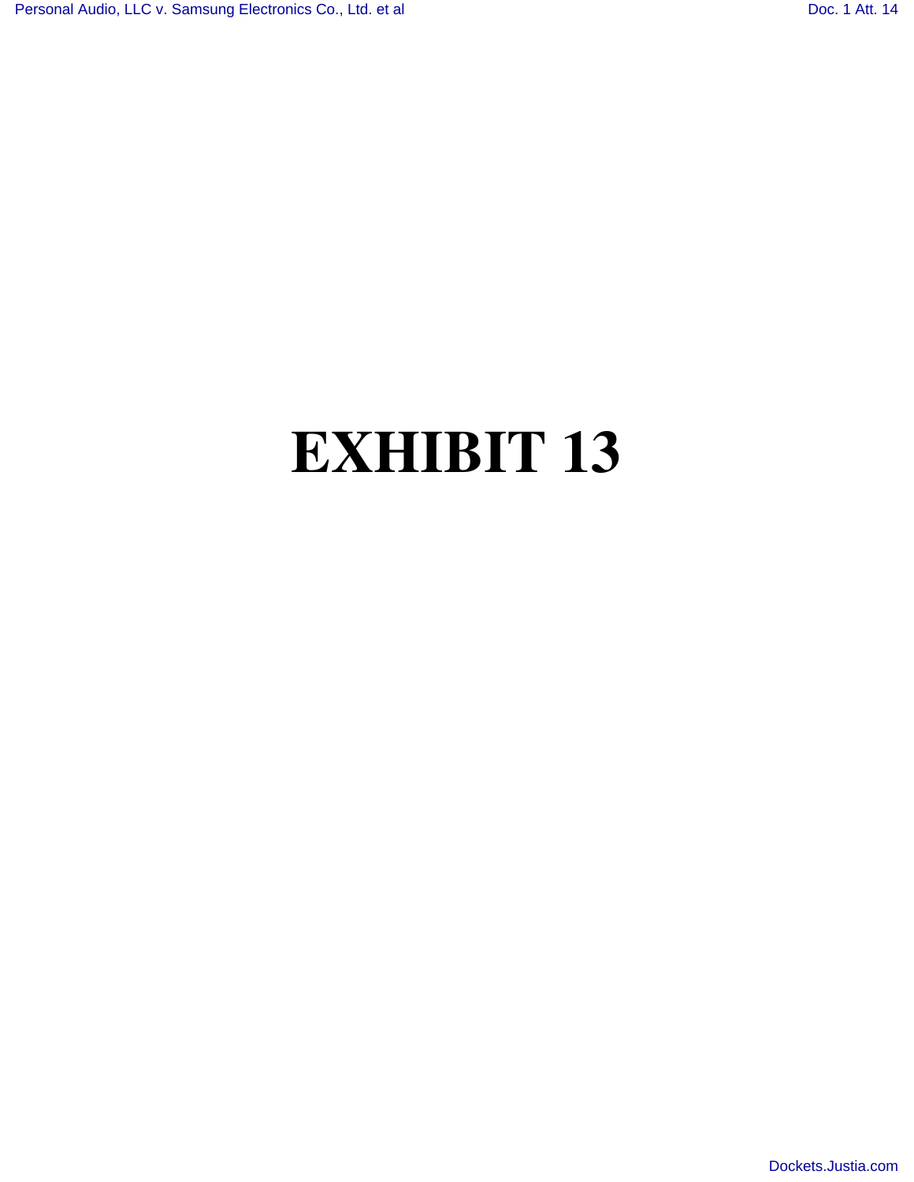# EXHIBIT 13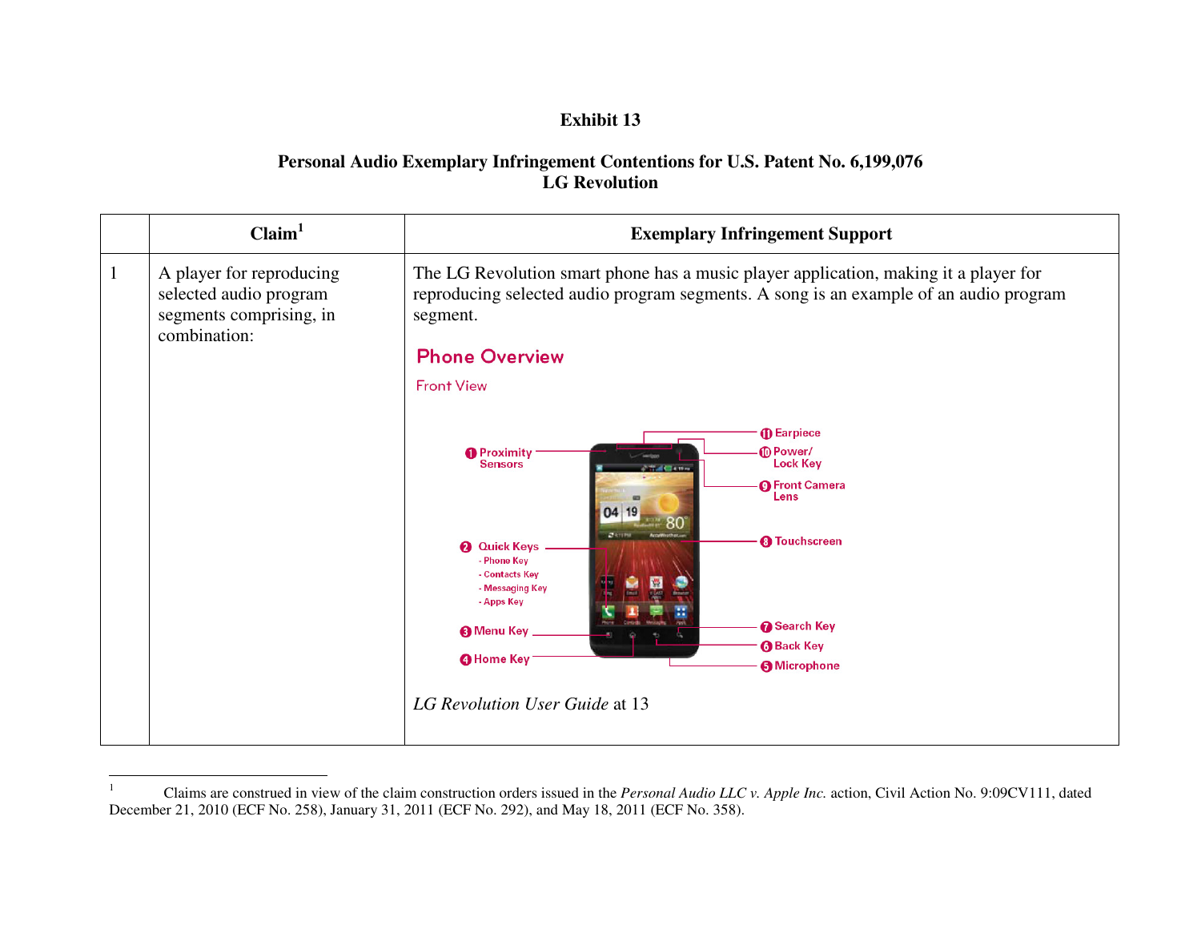**Exhibit 13**

**Personal Audio Exemplary Infringement Contentions for U.S. Patent No. 6,199,076**
**LG Revolution**

| | Claim[1] | Exemplary Infringement Support |
|---|---|---|
| 1 | A player for reproducing selected audio program segments comprising, in combination: | The LG Revolution smart phone has a music player application, making it a player for reproducing selected audio program segments. A song is an example of an audio program segment. Phone Overview Front View ❶ Proximity Sensors ❷ Quick Keys - Phone Key - Contacts Key - Messaging Key - Apps Key ❸ Menu Key ❹ Home Key ⓫ Earpiece ❿ Power/ Lock Key ❾ Front Camera Lens ❽ Touchscreen ❼ Search Key ❻ Back Key ❺ Microphone *LG Revolution User Guide* at 13 |

[1] Claims are construed in view of the claim construction orders issued in the *Personal Audio LLC v. Apple Inc.* action, Civil Action No. 9:09CV111, dated December 21, 2010 (ECF No. 258), January 31, 2011 (ECF No. 292), and May 18, 2011 (ECF No. 358).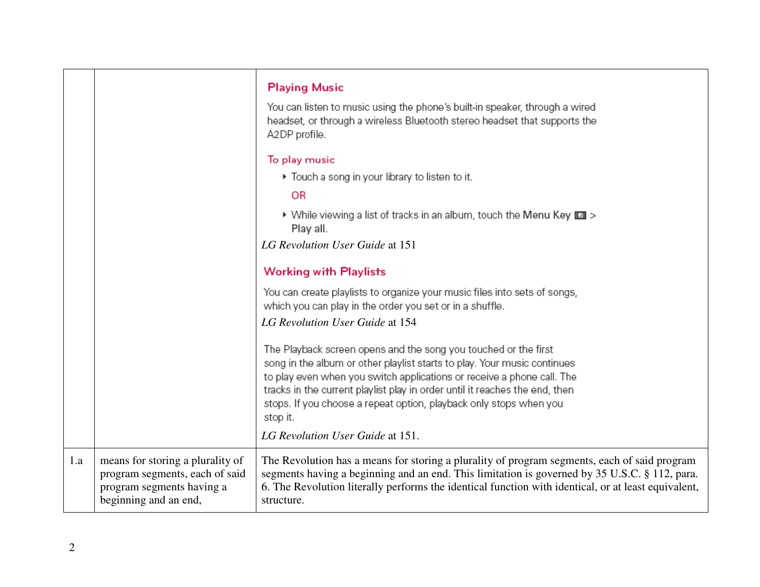| | | |
|---|---|---|
| | | **Playing Music**<br><br>You can listen to music using the phone's built-in speaker, through a wired headset, or through a wireless Bluetooth stereo headset that supports the A2DP profile.<br><br>**To play music**<br><br>▸ Touch a song in your library to listen to it.<br><br>OR<br><br>▸ While viewing a list of tracks in an album, touch the **Menu Key** > **Play all**.<br><br>*LG Revolution User Guide* at 151<br><br>**Working with Playlists**<br><br>You can create playlists to organize your music files into sets of songs, which you can play in the order you set or in a shuffle.<br><br>*LG Revolution User Guide* at 154<br><br>The Playback screen opens and the song you touched or the first song in the album or other playlist starts to play. Your music continues to play even when you switch applications or receive a phone call. The tracks in the current playlist play in order until it reaches the end, then stops. If you choose a repeat option, playback only stops when you stop it.<br><br>*LG Revolution User Guide* at 151. |
| 1.a | means for storing a plurality of program segments, each of said program segments having a beginning and an end, | The Revolution has a means for storing a plurality of program segments, each of said program segments having a beginning and an end. This limitation is governed by 35 U.S.C. § 112, para. 6. The Revolution literally performs the identical function with identical, or at least equivalent, structure. |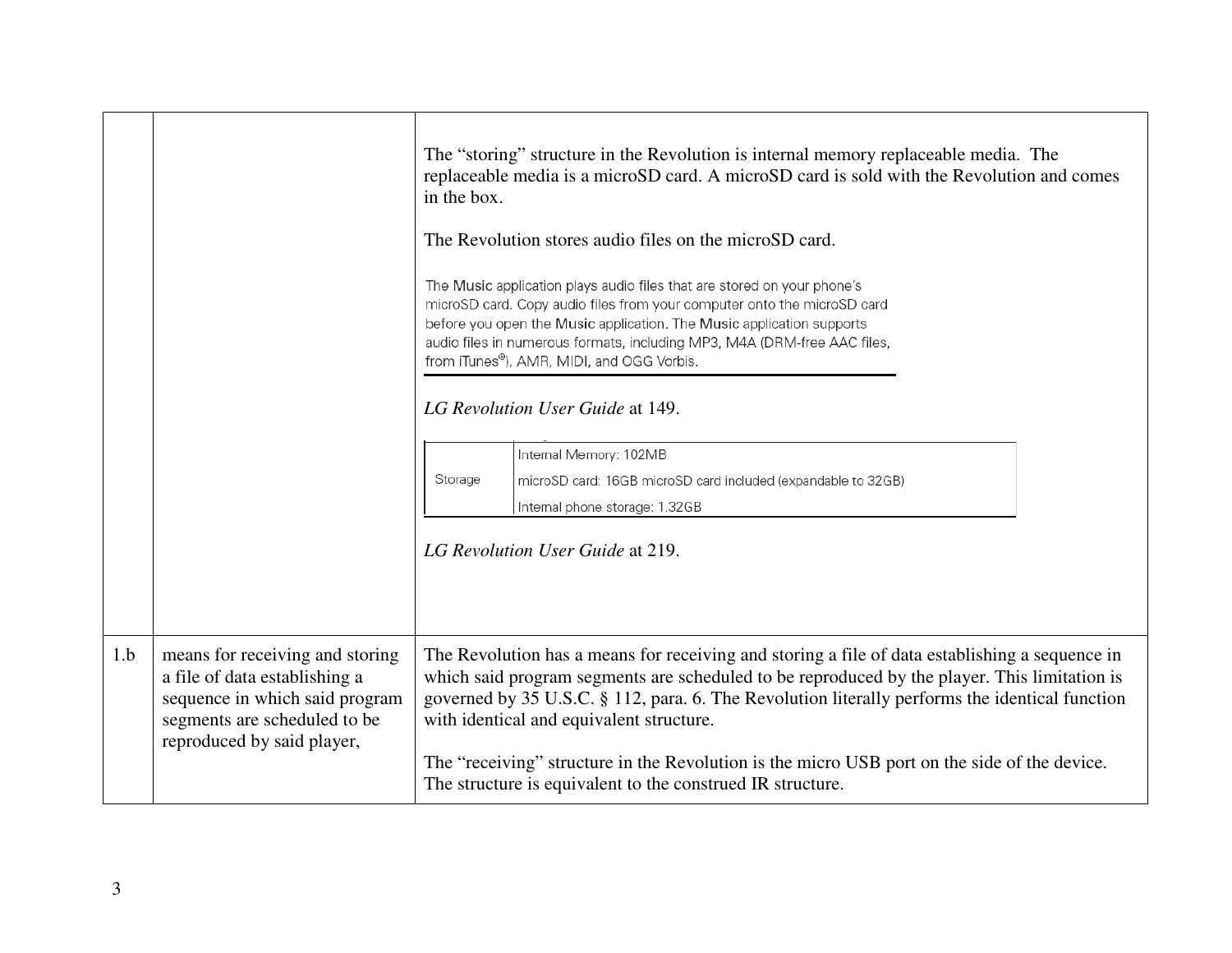| | | |
|---|---|---|
| | | The "storing" structure in the Revolution is internal memory replaceable media. The replaceable media is a microSD card. A microSD card is sold with the Revolution and comes in the box.<br><br>The Revolution stores audio files on the microSD card.<br><br>The Music application plays audio files that are stored on your phone's microSD card. Copy audio files from your computer onto the microSD card before you open the Music application. The Music application supports audio files in numerous formats, including MP3, M4A (DRM-free AAC files, from iTunes®), AMR, MIDI, and OGG Vorbis.<br><br>*LG Revolution User Guide* at 149.<br><br>Storage: Internal Memory: 102MB; microSD card: 16GB microSD card included (expandable to 32GB); Internal phone storage: 1.32GB<br><br>*LG Revolution User Guide* at 219. |
| 1.b | means for receiving and storing a file of data establishing a sequence in which said program segments are scheduled to be reproduced by said player, | The Revolution has a means for receiving and storing a file of data establishing a sequence in which said program segments are scheduled to be reproduced by the player. This limitation is governed by 35 U.S.C. § 112, para. 6. The Revolution literally performs the identical function with identical and equivalent structure.<br><br>The "receiving" structure in the Revolution is the micro USB port on the side of the device. The structure is equivalent to the construed IR structure. |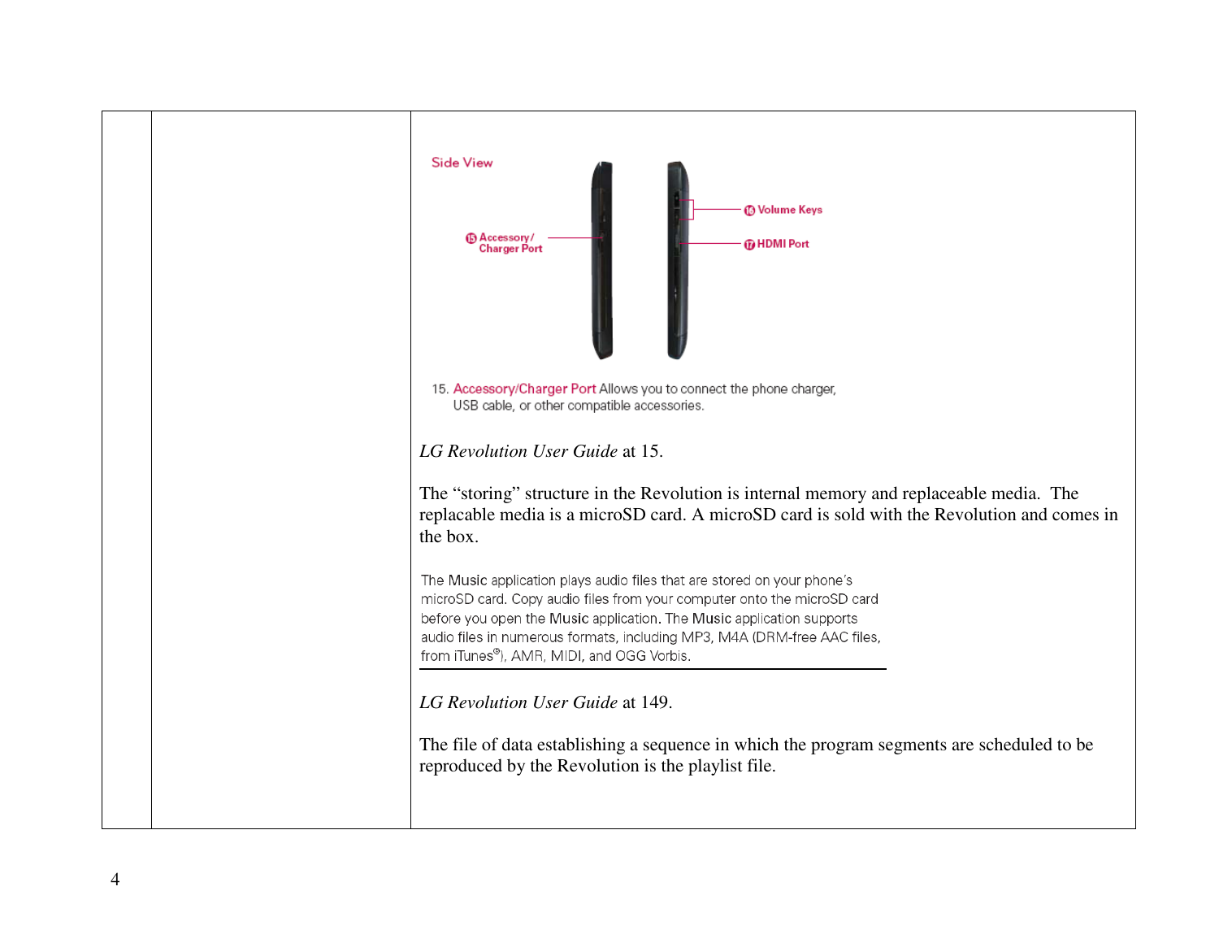| | | |
|---|---|---|
| | | Side View<br><br>⑮ Accessory/ Charger Port<br>⑯ Volume Keys<br>⑰ HDMI Port<br><br>15. Accessory/Charger Port Allows you to connect the phone charger, USB cable, or other compatible accessories.<br><br>*LG Revolution User Guide* at 15.<br><br>The "storing" structure in the Revolution is internal memory and replaceable media. The replacable media is a microSD card. A microSD card is sold with the Revolution and comes in the box.<br><br>The Music application plays audio files that are stored on your phone's microSD card. Copy audio files from your computer onto the microSD card before you open the Music application. The Music application supports audio files in numerous formats, including MP3, M4A (DRM-free AAC files, from iTunes®), AMR, MIDI, and OGG Vorbis.<br><br>*LG Revolution User Guide* at 149.<br><br>The file of data establishing a sequence in which the program segments are scheduled to be reproduced by the Revolution is the playlist file. |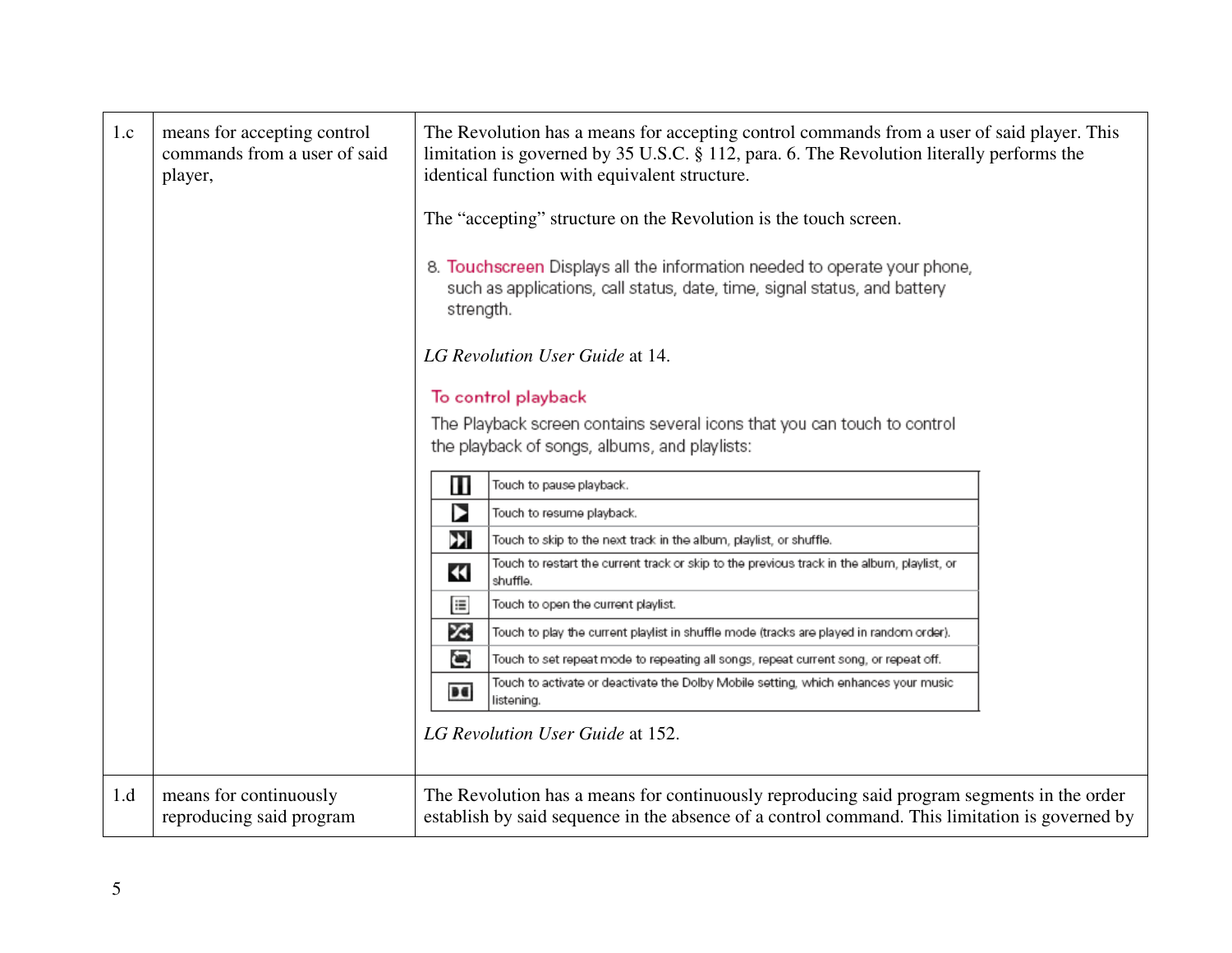| | | |
|---|---|---|
| 1.c | means for accepting control commands from a user of said player, | The Revolution has a means for accepting control commands from a user of said player. This limitation is governed by 35 U.S.C. § 112, para. 6. The Revolution literally performs the identical function with equivalent structure.<br><br>The "accepting" structure on the Revolution is the touch screen.<br><br>8. Touchscreen Displays all the information needed to operate your phone, such as applications, call status, date, time, signal status, and battery strength.<br><br>*LG Revolution User Guide* at 14.<br><br>**To control playback**<br><br>The Playback screen contains several icons that you can touch to control the playback of songs, albums, and playlists:<br><br>Touch to pause playback.<br>Touch to resume playback.<br>Touch to skip to the next track in the album, playlist, or shuffle.<br>Touch to restart the current track or skip to the previous track in the album, playlist, or shuffle.<br>Touch to open the current playlist.<br>Touch to play the current playlist in shuffle mode (tracks are played in random order).<br>Touch to set repeat mode to repeating all songs, repeat current song, or repeat off.<br>Touch to activate or deactivate the Dolby Mobile setting, which enhances your music listening.<br><br>*LG Revolution User Guide* at 152. |
| 1.d | means for continuously reproducing said program | The Revolution has a means for continuously reproducing said program segments in the order establish by said sequence in the absence of a control command. This limitation is governed by |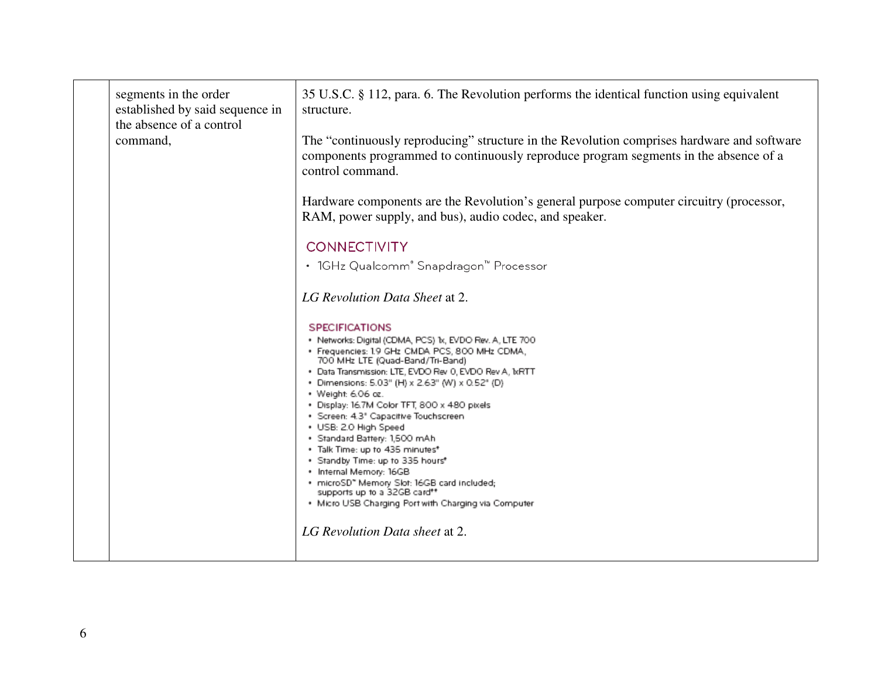| | | |
|---|---|---|
| | segments in the order established by said sequence in the absence of a control command, | 35 U.S.C. § 112, para. 6. The Revolution performs the identical function using equivalent structure.<br><br>The "continuously reproducing" structure in the Revolution comprises hardware and software components programmed to continuously reproduce program segments in the absence of a control command.<br><br>Hardware components are the Revolution's general purpose computer circuitry (processor, RAM, power supply, and bus), audio codec, and speaker.<br><br>CONNECTIVITY<br>• 1GHz Qualcomm® Snapdragon™ Processor<br><br>*LG Revolution Data Sheet* at 2.<br><br>SPECIFICATIONS<br>• Networks: Digital (CDMA, PCS) 1x, EVDO Rev. A, LTE 700<br>• Frequencies: 1.9 GHz CMDA PCS, 800 MHz CDMA, 700 MHz LTE (Quad-Band/Tri-Band)<br>• Data Transmission: LTE, EVDO Rev 0, EVDO Rev A, 1xRTT<br>• Dimensions: 5.03" (H) x 2.63" (W) x 0.52" (D)<br>• Weight: 6.06 oz.<br>• Display: 16.7M Color TFT, 800 x 480 pixels<br>• Screen: 4.3" Capacitive Touchscreen<br>• USB: 2.0 High Speed<br>• Standard Battery: 1,500 mAh<br>• Talk Time: up to 435 minutes*<br>• Standby Time: up to 335 hours*<br>• Internal Memory: 16GB<br>• microSD™ Memory Slot: 16GB card included; supports up to a 32GB card**<br>• Micro USB Charging Port with Charging via Computer<br><br>*LG Revolution Data sheet* at 2. |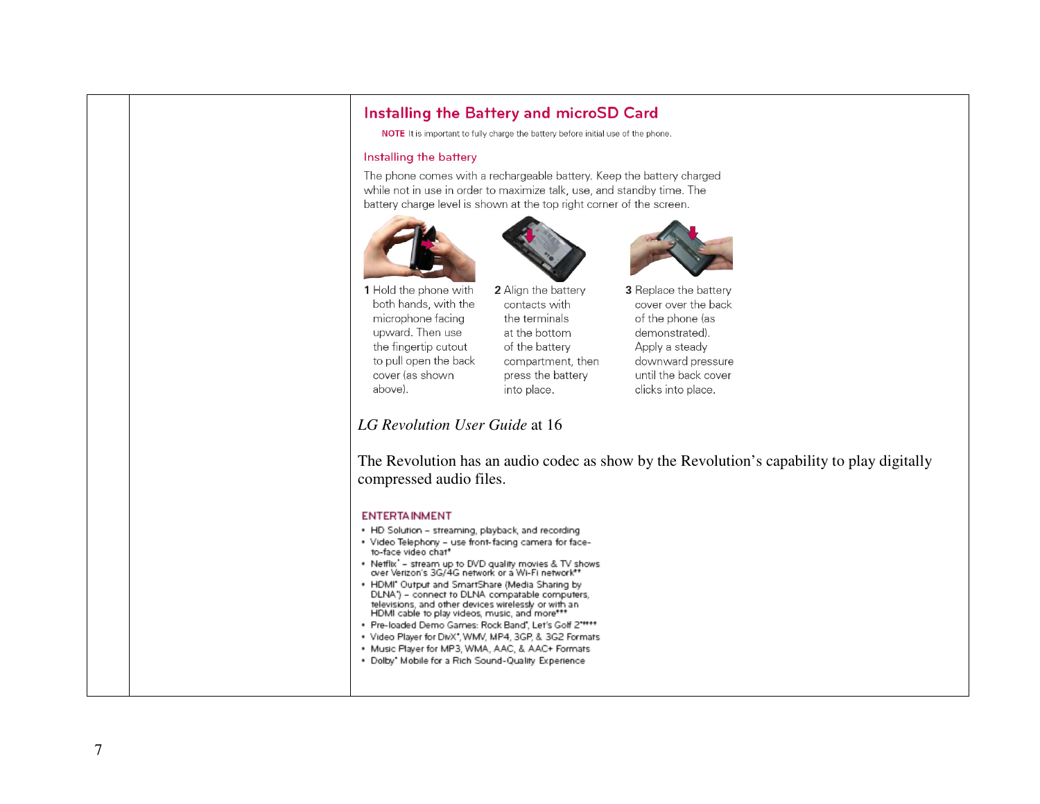| | | |
|---|---|---|
| | | **Installing the Battery and microSD Card**<br><br>**NOTE** It is important to fully charge the battery before initial use of the phone.<br><br>**Installing the battery**<br><br>The phone comes with a rechargeable battery. Keep the battery charged while not in use in order to maximize talk, use, and standby time. The battery charge level is shown at the top right corner of the screen.<br><br>**1** Hold the phone with both hands, with the microphone facing upward. Then use the fingertip cutout to pull open the back cover (as shown above).<br><br>**2** Align the battery contacts with the terminals at the bottom of the battery compartment, then press the battery into place.<br><br>**3** Replace the battery cover over the back of the phone (as demonstrated). Apply a steady downward pressure until the back cover clicks into place.<br><br>*LG Revolution User Guide* at 16<br><br>The Revolution has an audio codec as show by the Revolution's capability to play digitally compressed audio files.<br><br>**ENTERTAINMENT**<br>• HD Solution – streaming, playback, and recording<br>• Video Telephony – use front-facing camera for face-to-face video chat*<br>• Netflix® – stream up to DVD quality movies & TV shows over Verizon's 3G/4G network or a Wi-Fi network**<br>• HDMI® Output and SmartShare (Media Sharing by DLNA®) – connect to DLNA compatable computers, televisions, and other devices wirelessly or with an HDMI cable to play videos, music, and more***<br>• Pre-loaded Demo Games: Rock Band®, Let's Golf 2****<br>• Video Player for DivX®, WMV, MP4, 3GP, & 3G2 Formats<br>• Music Player for MP3, WMA, AAC, & AAC+ Formats<br>• Dolby® Mobile for a Rich Sound-Quality Experience |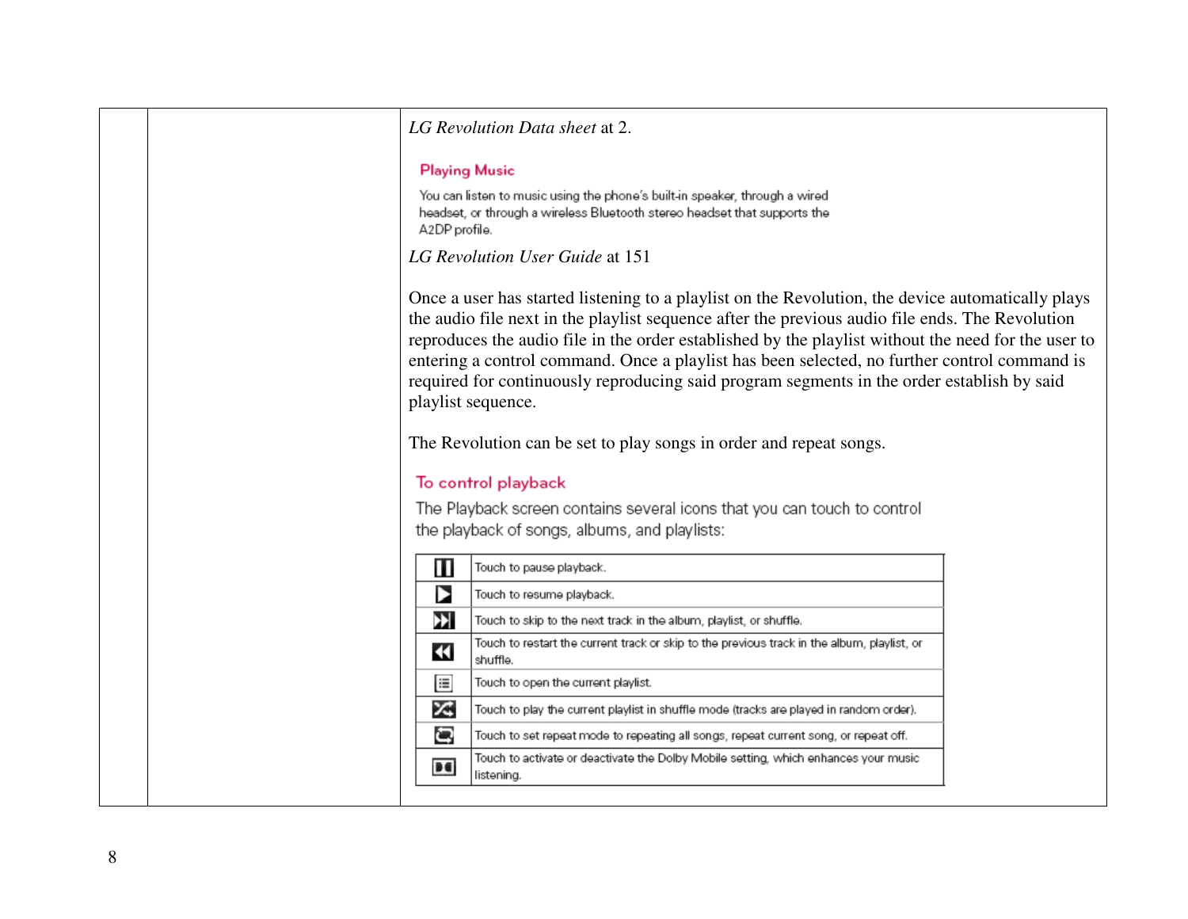| | | *LG Revolution Data sheet* at 2.<br><br>**Playing Music**<br><br>You can listen to music using the phone's built-in speaker, through a wired headset, or through a wireless Bluetooth stereo headset that supports the A2DP profile.<br><br>*LG Revolution User Guide* at 151<br><br>Once a user has started listening to a playlist on the Revolution, the device automatically plays the audio file next in the playlist sequence after the previous audio file ends. The Revolution reproduces the audio file in the order established by the playlist without the need for the user to entering a control command. Once a playlist has been selected, no further control command is required for continuously reproducing said program segments in the order establish by said playlist sequence.<br><br>The Revolution can be set to play songs in order and repeat songs.<br><br>**To control playback**<br><br>The Playback screen contains several icons that you can touch to control the playback of songs, albums, and playlists: |
|---|---|---|

| Icon | Description |
|---|---|
| | Touch to pause playback. |
| | Touch to resume playback. |
| | Touch to skip to the next track in the album, playlist, or shuffle. |
| | Touch to restart the current track or skip to the previous track in the album, playlist, or shuffle. |
| | Touch to open the current playlist. |
| | Touch to play the current playlist in shuffle mode (tracks are played in random order). |
| | Touch to set repeat mode to repeating all songs, repeat current song, or repeat off. |
| | Touch to activate or deactivate the Dolby Mobile setting, which enhances your music listening. |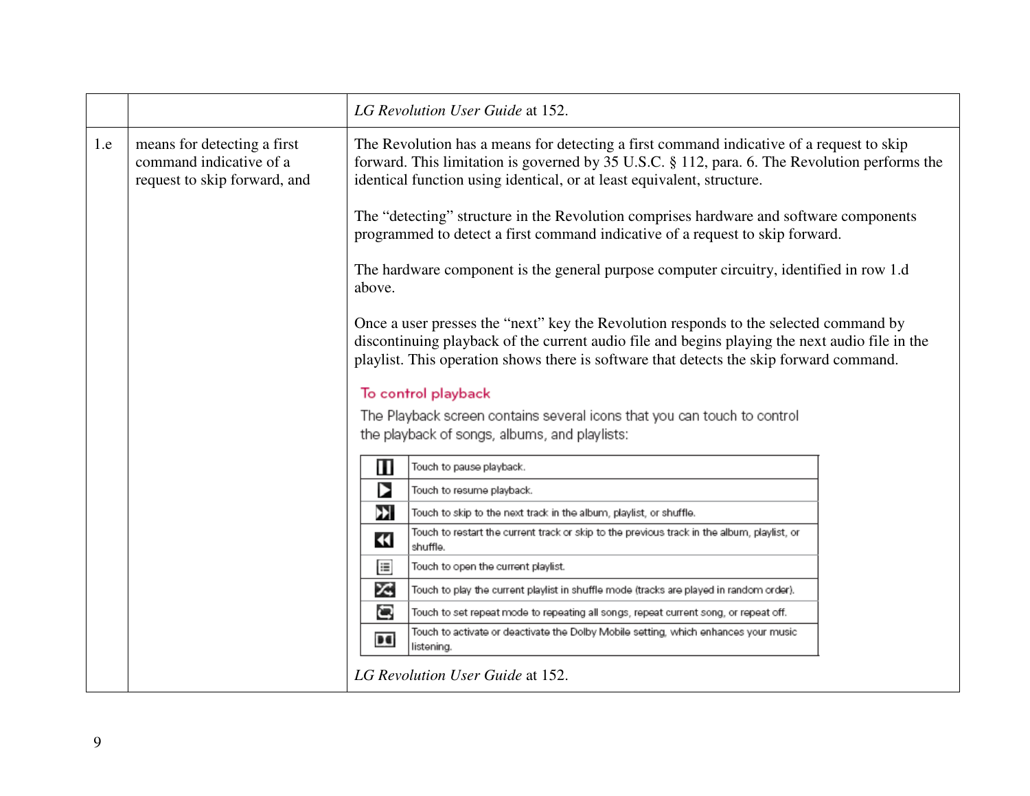| | | |
|---|---|---|
| | | *LG Revolution User Guide* at 152. |
| 1.e | means for detecting a first command indicative of a request to skip forward, and | The Revolution has a means for detecting a first command indicative of a request to skip forward. This limitation is governed by 35 U.S.C. § 112, para. 6. The Revolution performs the identical function using identical, or at least equivalent, structure.<br><br>The "detecting" structure in the Revolution comprises hardware and software components programmed to detect a first command indicative of a request to skip forward.<br><br>The hardware component is the general purpose computer circuitry, identified in row 1.d above.<br><br>Once a user presses the "next" key the Revolution responds to the selected command by discontinuing playback of the current audio file and begins playing the next audio file in the playlist. This operation shows there is software that detects the skip forward command.<br><br>**To control playback**<br><br>The Playback screen contains several icons that you can touch to control the playback of songs, albums, and playlists:<br><br>[pause icon] Touch to pause playback.<br>[play icon] Touch to resume playback.<br>[next icon] Touch to skip to the next track in the album, playlist, or shuffle.<br>[previous icon] Touch to restart the current track or skip to the previous track in the album, playlist, or shuffle.<br>[playlist icon] Touch to open the current playlist.<br>[shuffle icon] Touch to play the current playlist in shuffle mode (tracks are played in random order).<br>[repeat icon] Touch to set repeat mode to repeating all songs, repeat current song, or repeat off.<br>[Dolby icon] Touch to activate or deactivate the Dolby Mobile setting, which enhances your music listening.<br><br>*LG Revolution User Guide* at 152. |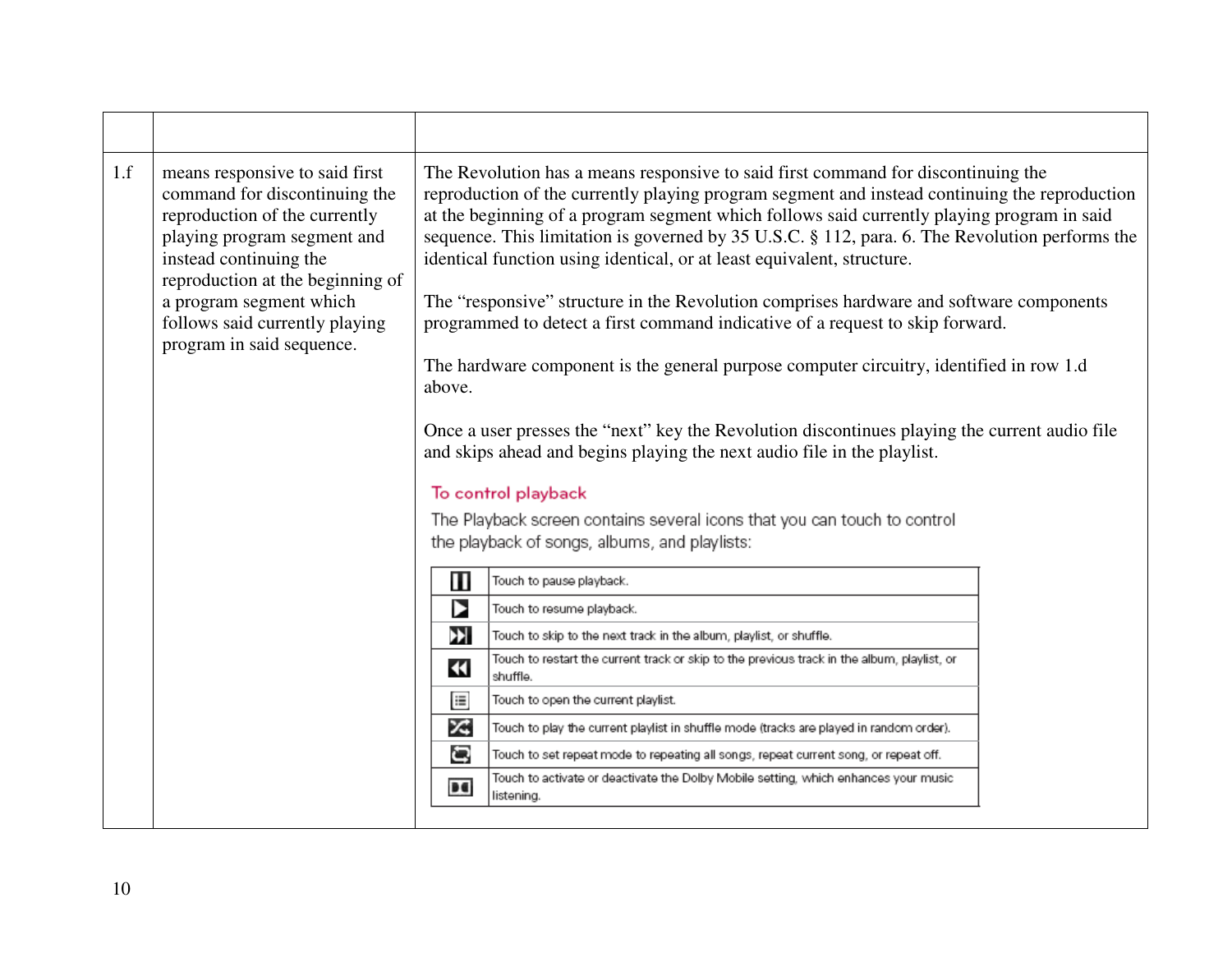| | | |
|---|---|---|
| 1.f | means responsive to said first command for discontinuing the reproduction of the currently playing program segment and instead continuing the reproduction at the beginning of a program segment which follows said currently playing program in said sequence. | The Revolution has a means responsive to said first command for discontinuing the reproduction of the currently playing program segment and instead continuing the reproduction at the beginning of a program segment which follows said currently playing program in said sequence. This limitation is governed by 35 U.S.C. § 112, para. 6. The Revolution performs the identical function using identical, or at least equivalent, structure.<br><br>The "responsive" structure in the Revolution comprises hardware and software components programmed to detect a first command indicative of a request to skip forward.<br><br>The hardware component is the general purpose computer circuitry, identified in row 1.d above.<br><br>Once a user presses the "next" key the Revolution discontinues playing the current audio file and skips ahead and begins playing the next audio file in the playlist.<br><br>**To control playback**<br><br>The Playback screen contains several icons that you can touch to control the playback of songs, albums, and playlists:<br><br>[pause icon] Touch to pause playback.<br>[play icon] Touch to resume playback.<br>[next icon] Touch to skip to the next track in the album, playlist, or shuffle.<br>[previous icon] Touch to restart the current track or skip to the previous track in the album, playlist, or shuffle.<br>[playlist icon] Touch to open the current playlist.<br>[shuffle icon] Touch to play the current playlist in shuffle mode (tracks are played in random order).<br>[repeat icon] Touch to set repeat mode to repeating all songs, repeat current song, or repeat off.<br>[Dolby icon] Touch to activate or deactivate the Dolby Mobile setting, which enhances your music listening. |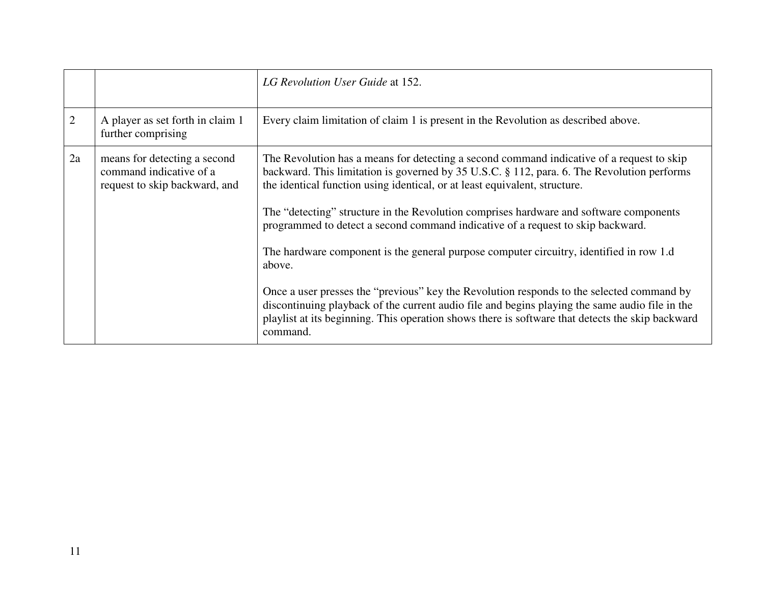| | | |
|---|---|---|
| | | *LG Revolution User Guide* at 152. |
| 2 | A player as set forth in claim 1 further comprising | Every claim limitation of claim 1 is present in the Revolution as described above. |
| 2a | means for detecting a second command indicative of a request to skip backward, and | The Revolution has a means for detecting a second command indicative of a request to skip backward. This limitation is governed by 35 U.S.C. § 112, para. 6. The Revolution performs the identical function using identical, or at least equivalent, structure.<br><br>The “detecting” structure in the Revolution comprises hardware and software components programmed to detect a second command indicative of a request to skip backward.<br><br>The hardware component is the general purpose computer circuitry, identified in row 1.d above.<br><br>Once a user presses the “previous” key the Revolution responds to the selected command by discontinuing playback of the current audio file and begins playing the same audio file in the playlist at its beginning. This operation shows there is software that detects the skip backward command. |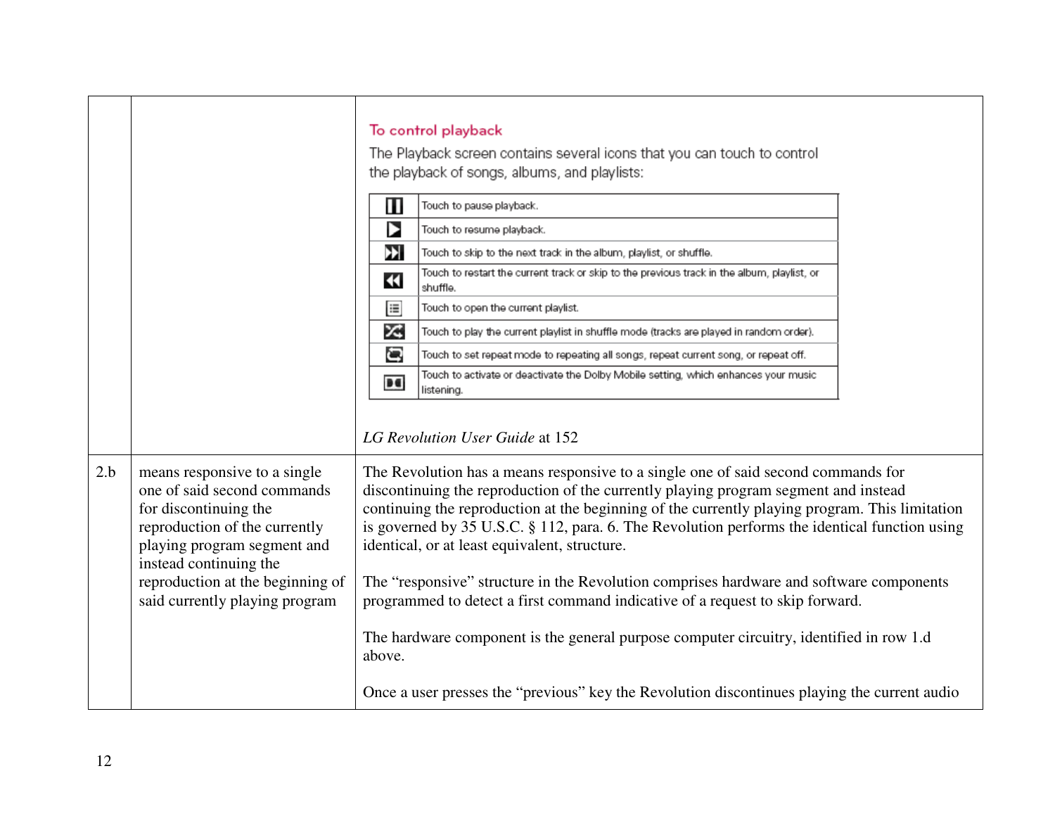| | | |
|---|---|---|
| | | To control playback<br><br>The Playback screen contains several icons that you can touch to control the playback of songs, albums, and playlists:<br><br>Touch to pause playback.<br>Touch to resume playback.<br>Touch to skip to the next track in the album, playlist, or shuffle.<br>Touch to restart the current track or skip to the previous track in the album, playlist, or shuffle.<br>Touch to open the current playlist.<br>Touch to play the current playlist in shuffle mode (tracks are played in random order).<br>Touch to set repeat mode to repeating all songs, repeat current song, or repeat off.<br>Touch to activate or deactivate the Dolby Mobile setting, which enhances your music listening.<br><br>*LG Revolution User Guide* at 152 |
| 2.b | means responsive to a single one of said second commands for discontinuing the reproduction of the currently playing program segment and instead continuing the reproduction at the beginning of said currently playing program | The Revolution has a means responsive to a single one of said second commands for discontinuing the reproduction of the currently playing program segment and instead continuing the reproduction at the beginning of the currently playing program. This limitation is governed by 35 U.S.C. § 112, para. 6. The Revolution performs the identical function using identical, or at least equivalent, structure.<br><br>The "responsive" structure in the Revolution comprises hardware and software components programmed to detect a first command indicative of a request to skip forward.<br><br>The hardware component is the general purpose computer circuitry, identified in row 1.d above.<br><br>Once a user presses the "previous" key the Revolution discontinues playing the current audio |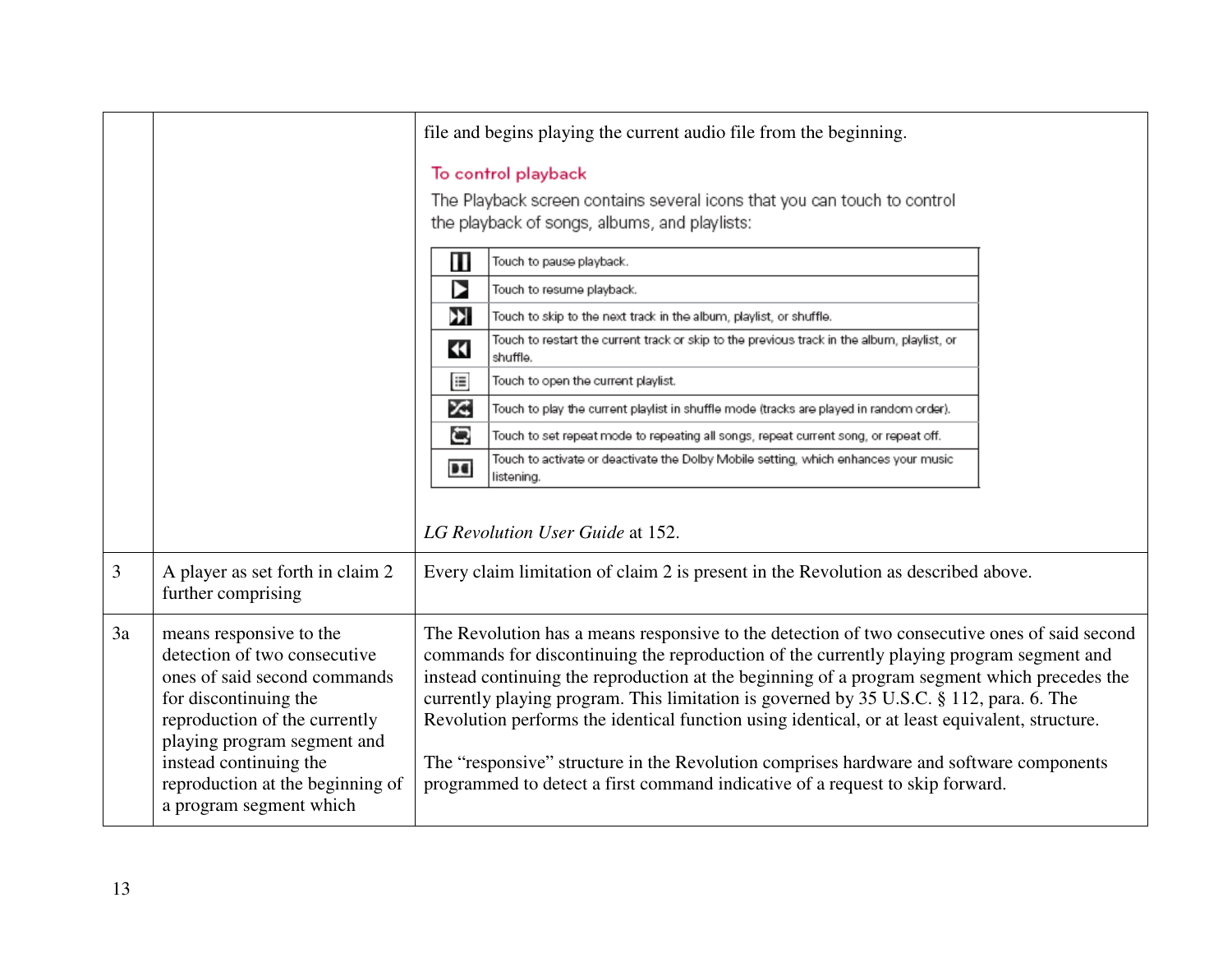| | | |
|---|---|---|
| | | file and begins playing the current audio file from the beginning.<br><br>To control playback<br>The Playback screen contains several icons that you can touch to control the playback of songs, albums, and playlists:<br><br>Touch to pause playback.<br>Touch to resume playback.<br>Touch to skip to the next track in the album, playlist, or shuffle.<br>Touch to restart the current track or skip to the previous track in the album, playlist, or shuffle.<br>Touch to open the current playlist.<br>Touch to play the current playlist in shuffle mode (tracks are played in random order).<br>Touch to set repeat mode to repeating all songs, repeat current song, or repeat off.<br>Touch to activate or deactivate the Dolby Mobile setting, which enhances your music listening.<br><br>*LG Revolution User Guide* at 152. |
| 3 | A player as set forth in claim 2 further comprising | Every claim limitation of claim 2 is present in the Revolution as described above. |
| 3a | means responsive to the detection of two consecutive ones of said second commands for discontinuing the reproduction of the currently playing program segment and instead continuing the reproduction at the beginning of a program segment which | The Revolution has a means responsive to the detection of two consecutive ones of said second commands for discontinuing the reproduction of the currently playing program segment and instead continuing the reproduction at the beginning of a program segment which precedes the currently playing program. This limitation is governed by 35 U.S.C. § 112, para. 6. The Revolution performs the identical function using identical, or at least equivalent, structure.<br><br>The "responsive" structure in the Revolution comprises hardware and software components programmed to detect a first command indicative of a request to skip forward. |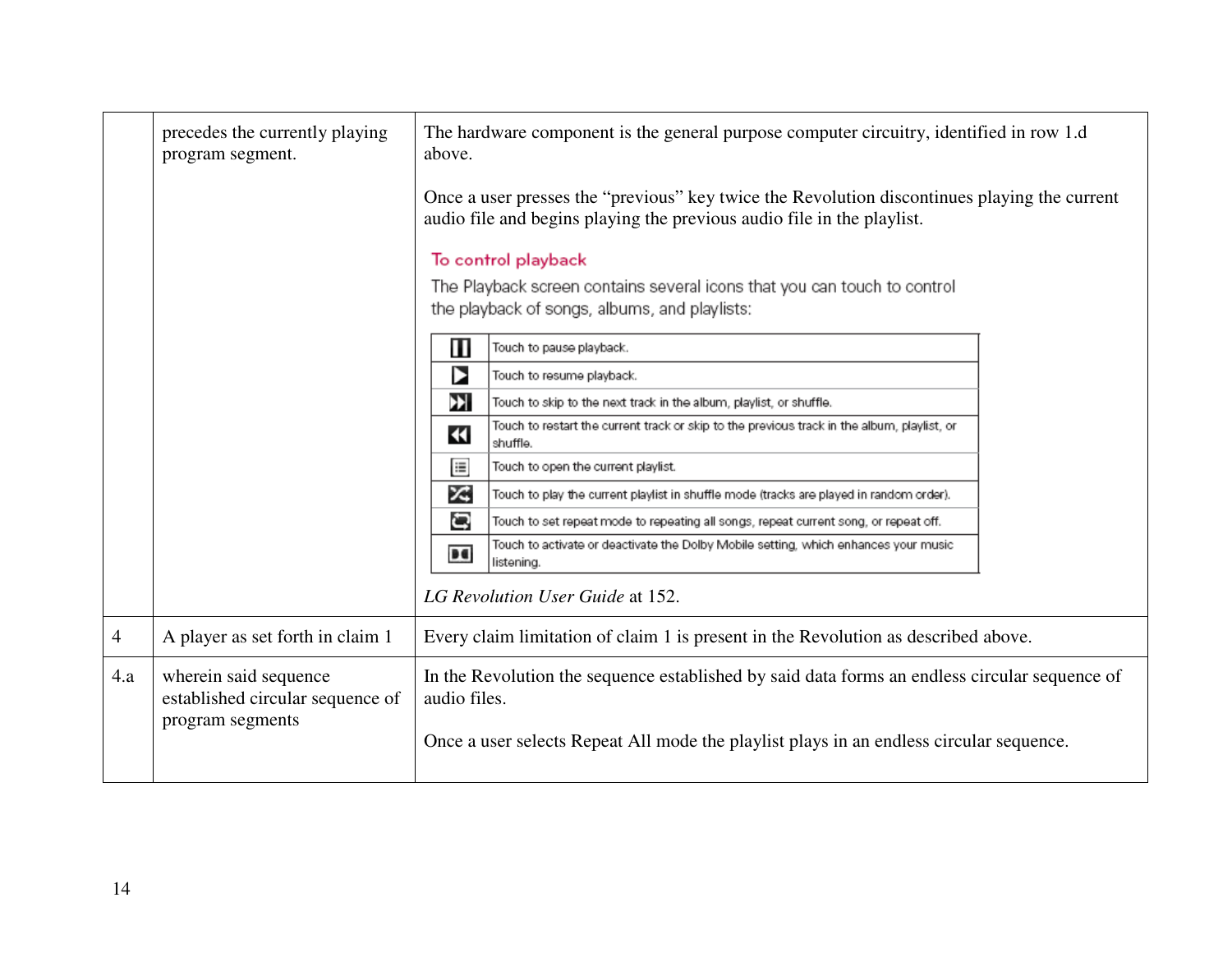| | | |
|---|---|---|
| | precedes the currently playing program segment. | The hardware component is the general purpose computer circuitry, identified in row 1.d above.<br><br>Once a user presses the "previous" key twice the Revolution discontinues playing the current audio file and begins playing the previous audio file in the playlist.<br><br>**To control playback**<br>The Playback screen contains several icons that you can touch to control the playback of songs, albums, and playlists:<br><br>Touch to pause playback.<br>Touch to resume playback.<br>Touch to skip to the next track in the album, playlist, or shuffle.<br>Touch to restart the current track or skip to the previous track in the album, playlist, or shuffle.<br>Touch to open the current playlist.<br>Touch to play the current playlist in shuffle mode (tracks are played in random order).<br>Touch to set repeat mode to repeating all songs, repeat current song, or repeat off.<br>Touch to activate or deactivate the Dolby Mobile setting, which enhances your music listening.<br><br>*LG Revolution User Guide* at 152. |
| 4 | A player as set forth in claim 1 | Every claim limitation of claim 1 is present in the Revolution as described above. |
| 4.a | wherein said sequence established circular sequence of program segments | In the Revolution the sequence established by said data forms an endless circular sequence of audio files.<br><br>Once a user selects Repeat All mode the playlist plays in an endless circular sequence. |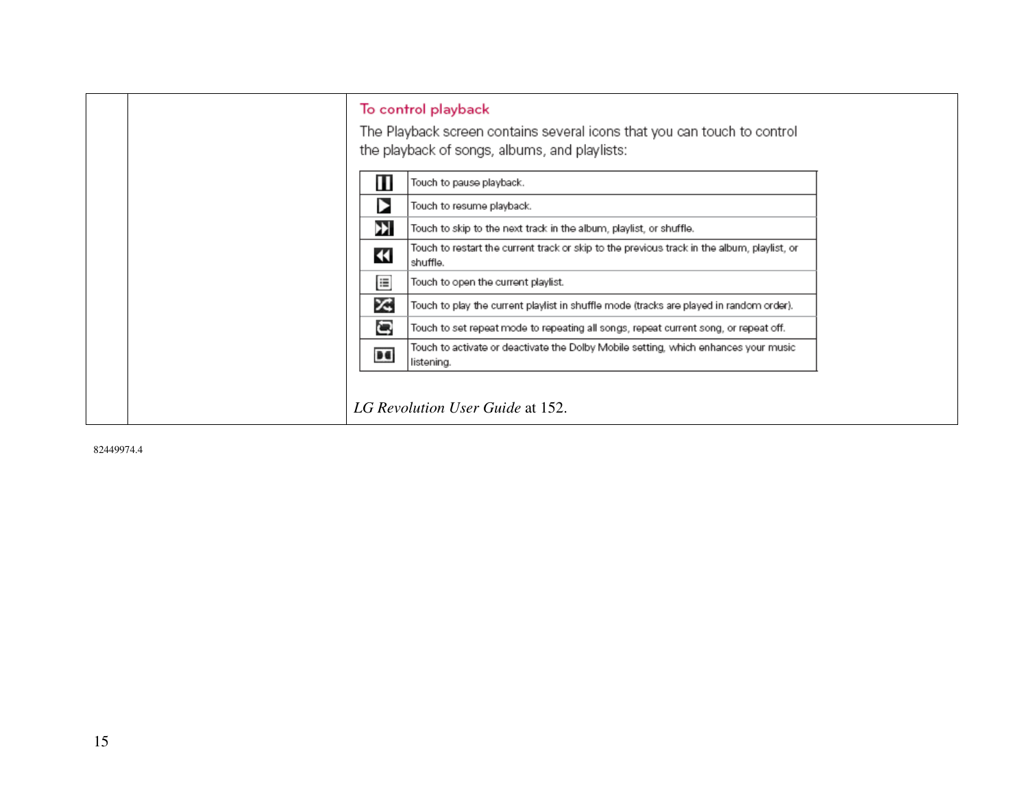| | | |
|---|---|---|
| | | **To control playback**<br><br>The Playback screen contains several icons that you can touch to control the playback of songs, albums, and playlists:<br><br>Touch to pause playback.<br>Touch to resume playback.<br>Touch to skip to the next track in the album, playlist, or shuffle.<br>Touch to restart the current track or skip to the previous track in the album, playlist, or shuffle.<br>Touch to open the current playlist.<br>Touch to play the current playlist in shuffle mode (tracks are played in random order).<br>Touch to set repeat mode to repeating all songs, repeat current song, or repeat off.<br>Touch to activate or deactivate the Dolby Mobile setting, which enhances your music listening.<br><br>*LG Revolution User Guide* at 152. |

82449974.4